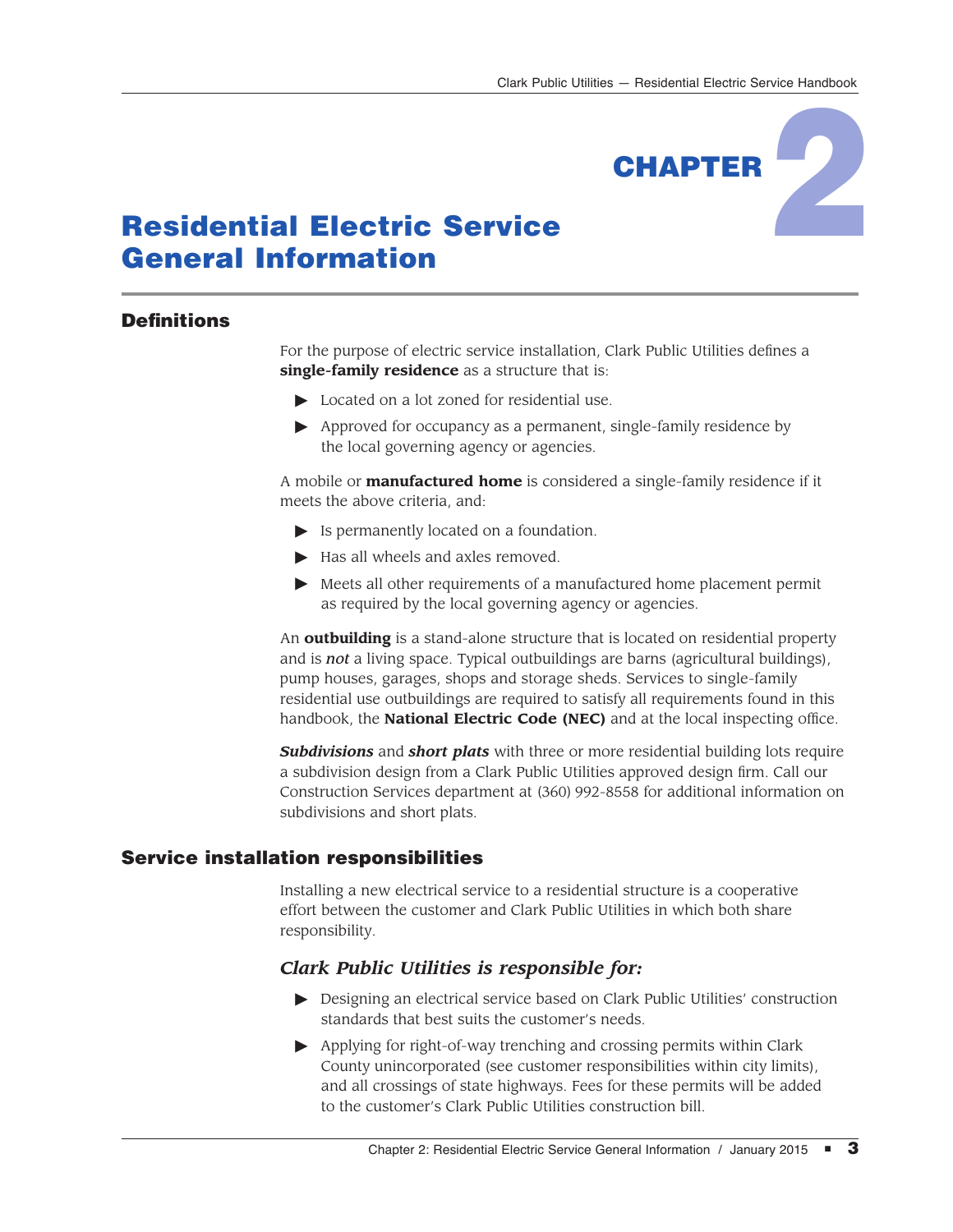# CHAPTER 2

# Residential Electric Service General Information

## Definitions

For the purpose of electric service installation, Clark Public Utilities defines a **single-family residence** as a structure that is:

- Located on a lot zoned for residential use.
- Approved for occupancy as a permanent, single-family residence by the local governing agency or agencies.

A mobile or **manufactured home** is considered a single-family residence if it meets the above criteria, and:

- Is permanently located on a foundation.
- Has all wheels and axles removed.
- Meets all other requirements of a manufactured home placement permit as required by the local governing agency or agencies.

An **outbuilding** is a stand-alone structure that is located on residential property and is ***not*** a living space. Typical outbuildings are barns (agricultural buildings), pump houses, garages, shops and storage sheds. Services to single-family residential use outbuildings are required to satisfy all requirements found in this handbook, the **National Electric Code (NEC)** and at the local inspecting office.

***Subdivisions*** and ***short plats*** with three or more residential building lots require a subdivision design from a Clark Public Utilities approved design firm. Call our Construction Services department at (360) 992-8558 for additional information on subdivisions and short plats.

## Service installation responsibilities

Installing a new electrical service to a residential structure is a cooperative effort between the customer and Clark Public Utilities in which both share responsibility.

### *Clark Public Utilities is responsible for:*

- Designing an electrical service based on Clark Public Utilities' construction standards that best suits the customer's needs.
- Applying for right-of-way trenching and crossing permits within Clark County unincorporated (see customer responsibilities within city limits), and all crossings of state highways. Fees for these permits will be added to the customer's Clark Public Utilities construction bill.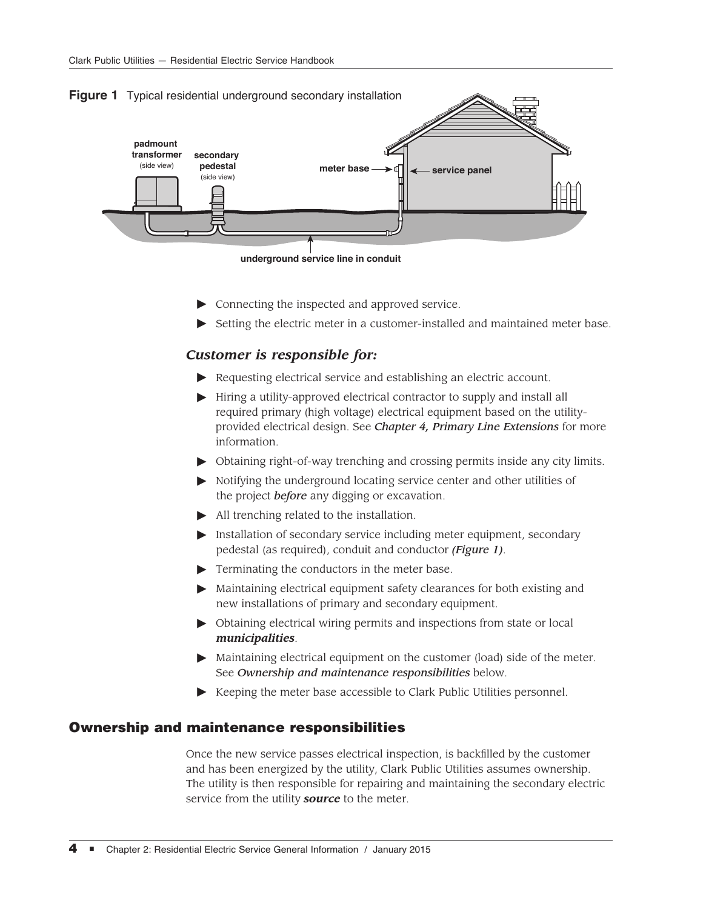**Figure 1** Typical residential underground secondary installation

- Connecting the inspected and approved service.
- Setting the electric meter in a customer-installed and maintained meter base.

### *Customer is responsible for:*

- Requesting electrical service and establishing an electric account.
- Hiring a utility-approved electrical contractor to supply and install all required primary (high voltage) electrical equipment based on the utility-provided electrical design. See ***Chapter 4, Primary Line Extensions*** for more information.
- Obtaining right-of-way trenching and crossing permits inside any city limits.
- Notifying the underground locating service center and other utilities of the project ***before*** any digging or excavation.
- All trenching related to the installation.
- Installation of secondary service including meter equipment, secondary pedestal (as required), conduit and conductor ***(Figure 1)***.
- Terminating the conductors in the meter base.
- Maintaining electrical equipment safety clearances for both existing and new installations of primary and secondary equipment.
- Obtaining electrical wiring permits and inspections from state or local ***municipalities***.
- Maintaining electrical equipment on the customer (load) side of the meter. See ***Ownership and maintenance responsibilities*** below.
- Keeping the meter base accessible to Clark Public Utilities personnel.

## Ownership and maintenance responsibilities

Once the new service passes electrical inspection, is backfilled by the customer and has been energized by the utility, Clark Public Utilities assumes ownership. The utility is then responsible for repairing and maintaining the secondary electric service from the utility ***source*** to the meter.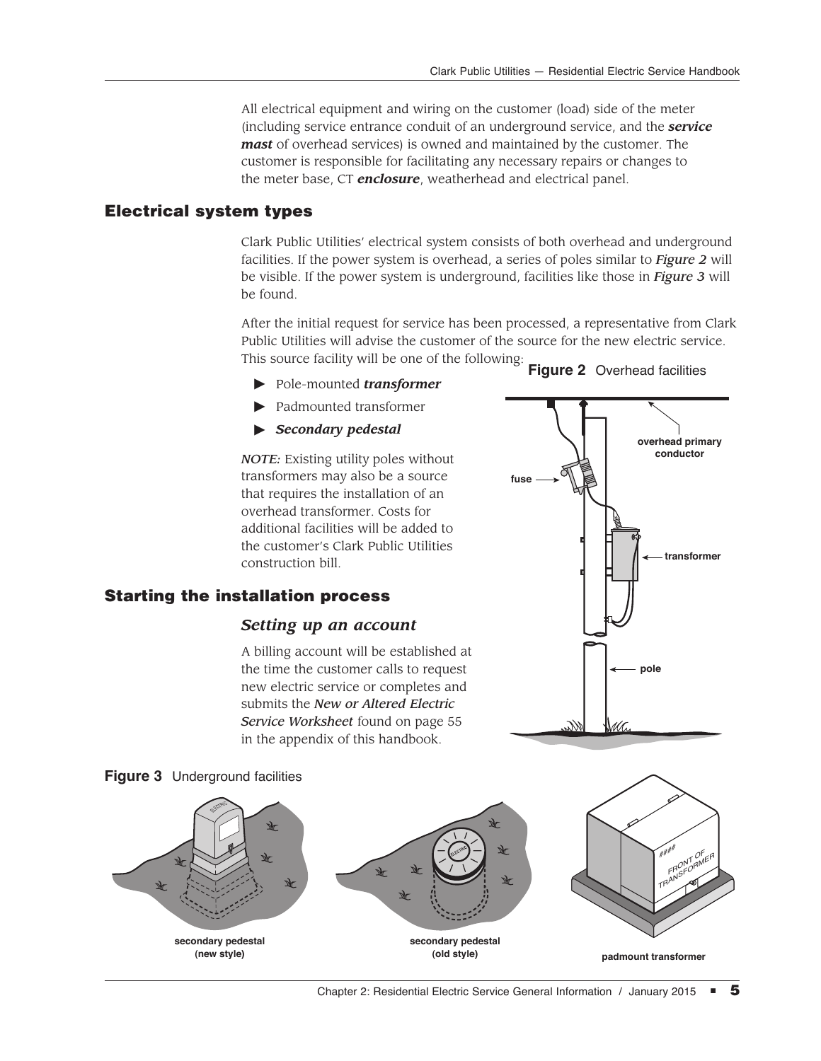All electrical equipment and wiring on the customer (load) side of the meter (including service entrance conduit of an underground service, and the ***service mast*** of overhead services) is owned and maintained by the customer. The customer is responsible for facilitating any necessary repairs or changes to the meter base, CT ***enclosure***, weatherhead and electrical panel.

## Electrical system types

Clark Public Utilities' electrical system consists of both overhead and underground facilities. If the power system is overhead, a series of poles similar to ***Figure 2*** will be visible. If the power system is underground, facilities like those in ***Figure 3*** will be found.

After the initial request for service has been processed, a representative from Clark Public Utilities will advise the customer of the source for the new electric service. This source facility will be one of the following:

- Pole-mounted ***transformer***
- Padmounted transformer
- ***Secondary pedestal***

*NOTE:* Existing utility poles without transformers may also be a source that requires the installation of an overhead transformer. Costs for additional facilities will be added to the customer's Clark Public Utilities construction bill.

**Figure 2** Overhead facilities

## Starting the installation process

### *Setting up an account*

A billing account will be established at the time the customer calls to request new electric service or completes and submits the *New or Altered Electric Service Worksheet* found on page 55 in the appendix of this handbook.

**Figure 3** Underground facilities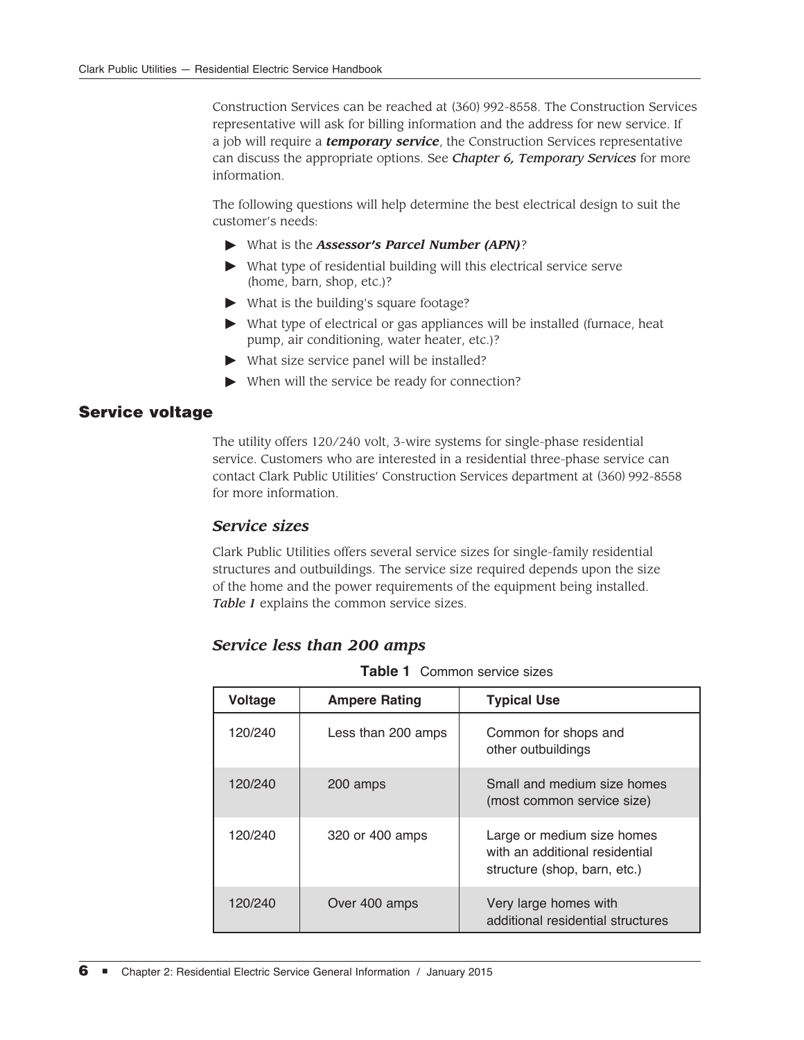Construction Services can be reached at (360) 992-8558. The Construction Services representative will ask for billing information and the address for new service. If a job will require a ***temporary service***, the Construction Services representative can discuss the appropriate options. See ***Chapter 6, Temporary Services*** for more information.

The following questions will help determine the best electrical design to suit the customer's needs:

- What is the ***Assessor's Parcel Number (APN)***?
- What type of residential building will this electrical service serve (home, barn, shop, etc.)?
- What is the building's square footage?
- What type of electrical or gas appliances will be installed (furnace, heat pump, air conditioning, water heater, etc.)?
- What size service panel will be installed?
- When will the service be ready for connection?

## Service voltage

The utility offers 120/240 volt, 3-wire systems for single-phase residential service. Customers who are interested in a residential three-phase service can contact Clark Public Utilities' Construction Services department at (360) 992-8558 for more information.

### *Service sizes*

Clark Public Utilities offers several service sizes for single-family residential structures and outbuildings. The service size required depends upon the size of the home and the power requirements of the equipment being installed. ***Table 1*** explains the common service sizes.

### *Service less than 200 amps*

**Table 1** Common service sizes

| Voltage | Ampere Rating | Typical Use |
|---|---|---|
| 120/240 | Less than 200 amps | Common for shops and other outbuildings |
| 120/240 | 200 amps | Small and medium size homes (most common service size) |
| 120/240 | 320 or 400 amps | Large or medium size homes with an additional residential structure (shop, barn, etc.) |
| 120/240 | Over 400 amps | Very large homes with additional residential structures |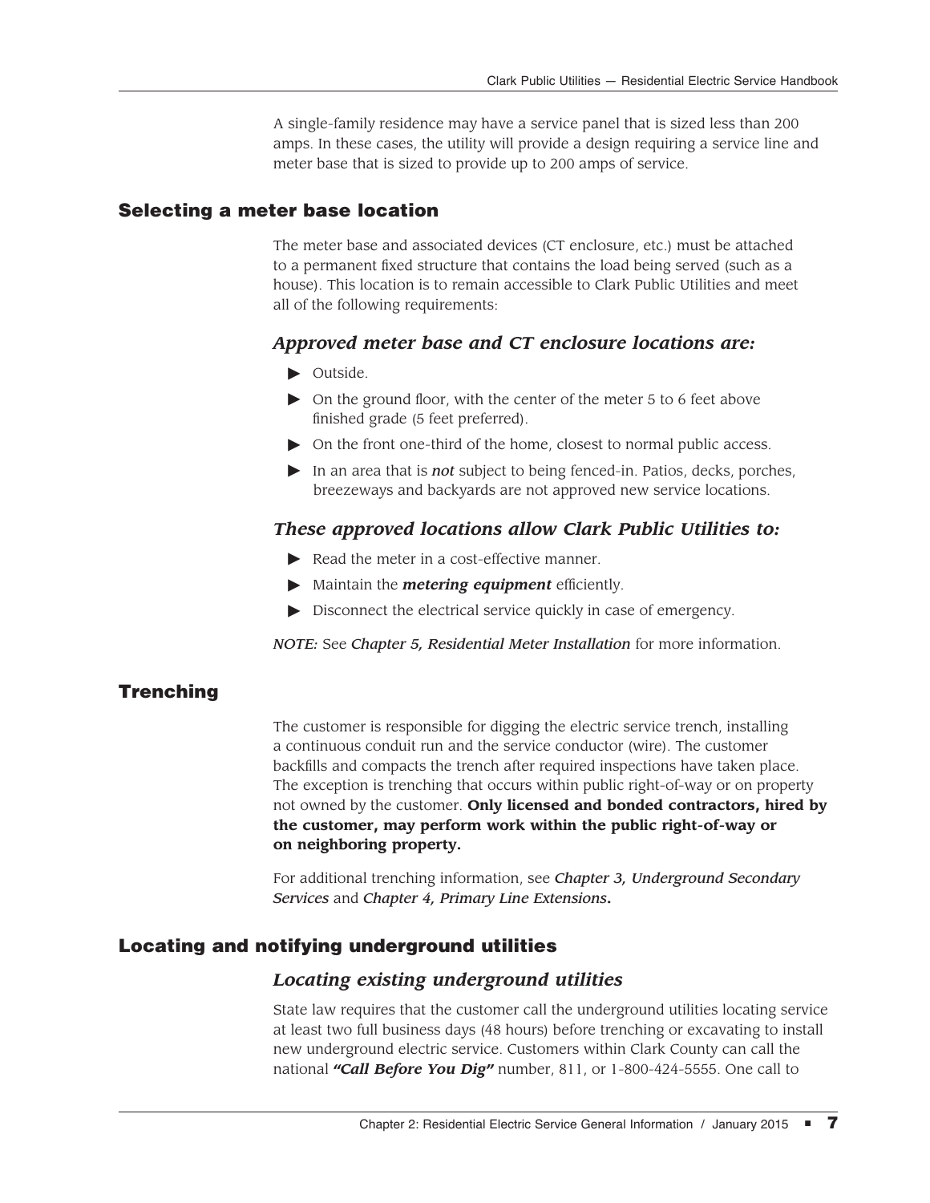A single-family residence may have a service panel that is sized less than 200 amps. In these cases, the utility will provide a design requiring a service line and meter base that is sized to provide up to 200 amps of service.

## Selecting a meter base location

The meter base and associated devices (CT enclosure, etc.) must be attached to a permanent fixed structure that contains the load being served (such as a house). This location is to remain accessible to Clark Public Utilities and meet all of the following requirements:

### *Approved meter base and CT enclosure locations are:*

- Outside.
- On the ground floor, with the center of the meter 5 to 6 feet above finished grade (5 feet preferred).
- On the front one-third of the home, closest to normal public access.
- In an area that is ***not*** subject to being fenced-in. Patios, decks, porches, breezeways and backyards are not approved new service locations.

### *These approved locations allow Clark Public Utilities to:*

- Read the meter in a cost-effective manner.
- Maintain the ***metering equipment*** efficiently.
- Disconnect the electrical service quickly in case of emergency.

*NOTE:* See *Chapter 5, Residential Meter Installation* for more information.

## Trenching

The customer is responsible for digging the electric service trench, installing a continuous conduit run and the service conductor (wire). The customer backfills and compacts the trench after required inspections have taken place. The exception is trenching that occurs within public right-of-way or on property not owned by the customer. **Only licensed and bonded contractors, hired by the customer, may perform work within the public right-of-way or on neighboring property.**

For additional trenching information, see *Chapter 3, Underground Secondary Services* and *Chapter 4, Primary Line Extensions***.**

## Locating and notifying underground utilities

### *Locating existing underground utilities*

State law requires that the customer call the underground utilities locating service at least two full business days (48 hours) before trenching or excavating to install new underground electric service. Customers within Clark County can call the national ***"Call Before You Dig"*** number, 811, or 1-800-424-5555. One call to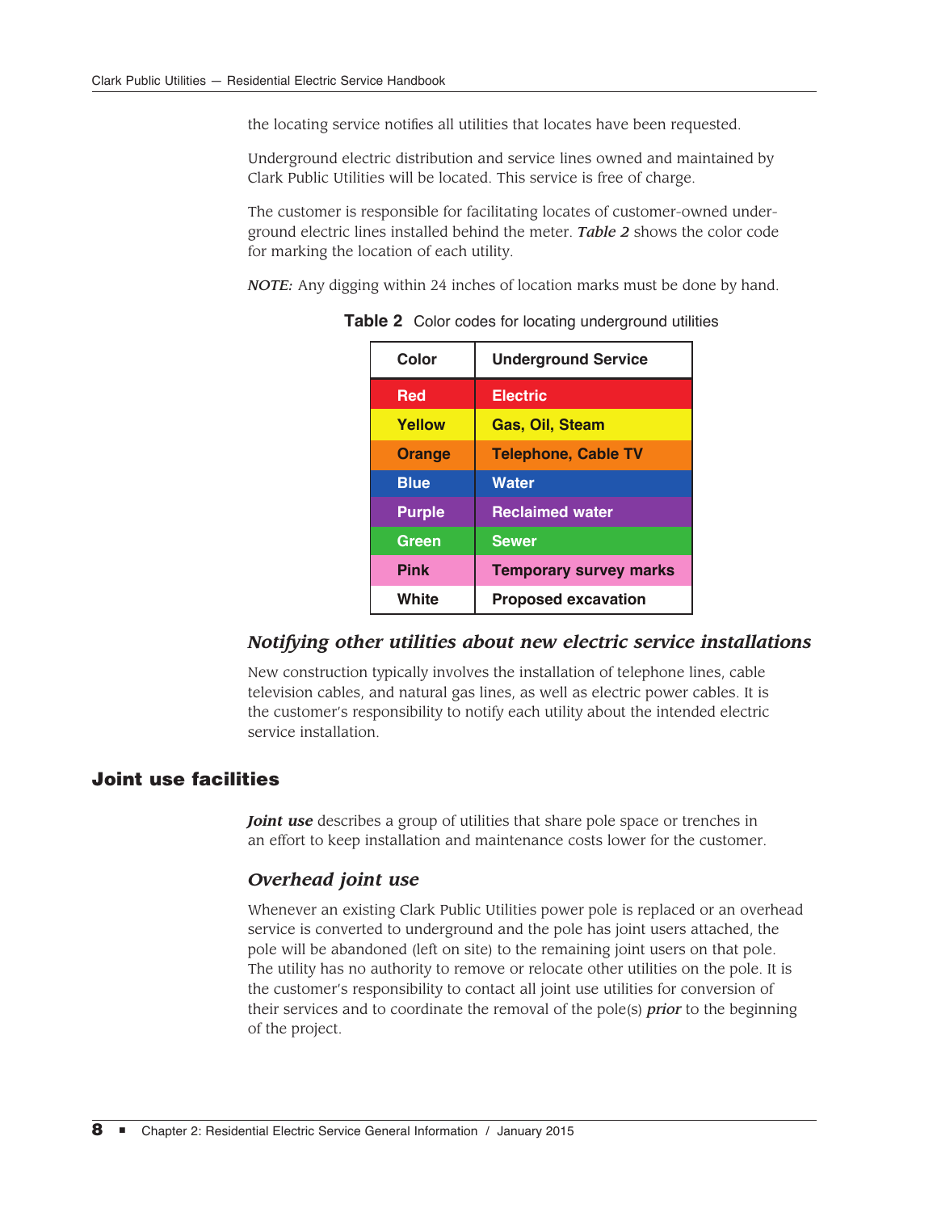the locating service notifies all utilities that locates have been requested.

Underground electric distribution and service lines owned and maintained by Clark Public Utilities will be located. This service is free of charge.

The customer is responsible for facilitating locates of customer-owned underground electric lines installed behind the meter. ***Table 2*** shows the color code for marking the location of each utility.

*NOTE:* Any digging within 24 inches of location marks must be done by hand.

**Table 2** Color codes for locating underground utilities

| Color | Underground Service |
|---|---|
| Red | Electric |
| Yellow | Gas, Oil, Steam |
| Orange | Telephone, Cable TV |
| Blue | Water |
| Purple | Reclaimed water |
| Green | Sewer |
| Pink | Temporary survey marks |
| White | Proposed excavation |

### *Notifying other utilities about new electric service installations*

New construction typically involves the installation of telephone lines, cable television cables, and natural gas lines, as well as electric power cables. It is the customer's responsibility to notify each utility about the intended electric service installation.

## Joint use facilities

***Joint use*** describes a group of utilities that share pole space or trenches in an effort to keep installation and maintenance costs lower for the customer.

### *Overhead joint use*

Whenever an existing Clark Public Utilities power pole is replaced or an overhead service is converted to underground and the pole has joint users attached, the pole will be abandoned (left on site) to the remaining joint users on that pole. The utility has no authority to remove or relocate other utilities on the pole. It is the customer's responsibility to contact all joint use utilities for conversion of their services and to coordinate the removal of the pole(s) ***prior*** to the beginning of the project.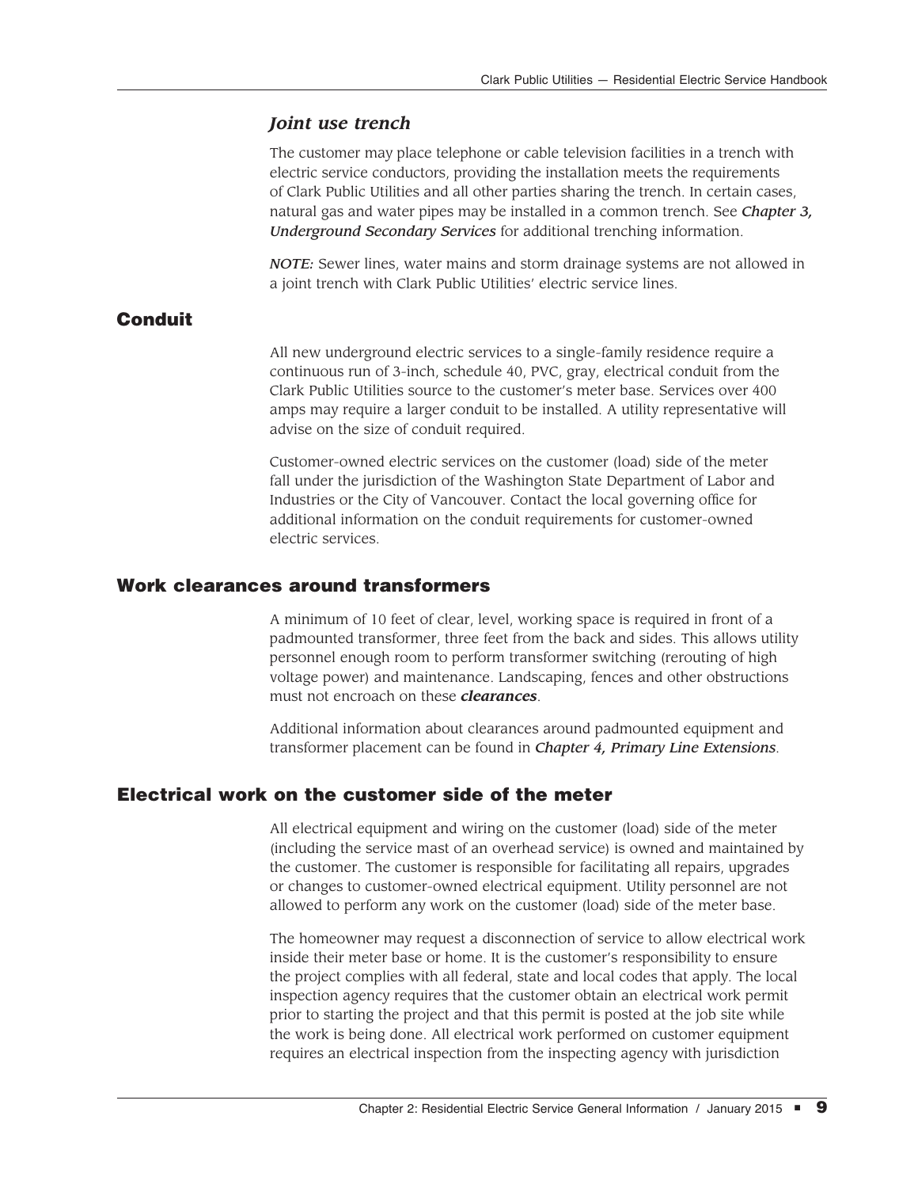### *Joint use trench*

The customer may place telephone or cable television facilities in a trench with electric service conductors, providing the installation meets the requirements of Clark Public Utilities and all other parties sharing the trench. In certain cases, natural gas and water pipes may be installed in a common trench. See ***Chapter 3, Underground Secondary Services*** for additional trenching information.

*NOTE:* Sewer lines, water mains and storm drainage systems are not allowed in a joint trench with Clark Public Utilities' electric service lines.

## Conduit

All new underground electric services to a single-family residence require a continuous run of 3-inch, schedule 40, PVC, gray, electrical conduit from the Clark Public Utilities source to the customer's meter base. Services over 400 amps may require a larger conduit to be installed. A utility representative will advise on the size of conduit required.

Customer-owned electric services on the customer (load) side of the meter fall under the jurisdiction of the Washington State Department of Labor and Industries or the City of Vancouver. Contact the local governing office for additional information on the conduit requirements for customer-owned electric services.

## Work clearances around transformers

A minimum of 10 feet of clear, level, working space is required in front of a padmounted transformer, three feet from the back and sides. This allows utility personnel enough room to perform transformer switching (rerouting of high voltage power) and maintenance. Landscaping, fences and other obstructions must not encroach on these ***clearances***.

Additional information about clearances around padmounted equipment and transformer placement can be found in ***Chapter 4, Primary Line Extensions***.

## Electrical work on the customer side of the meter

All electrical equipment and wiring on the customer (load) side of the meter (including the service mast of an overhead service) is owned and maintained by the customer. The customer is responsible for facilitating all repairs, upgrades or changes to customer-owned electrical equipment. Utility personnel are not allowed to perform any work on the customer (load) side of the meter base.

The homeowner may request a disconnection of service to allow electrical work inside their meter base or home. It is the customer's responsibility to ensure the project complies with all federal, state and local codes that apply. The local inspection agency requires that the customer obtain an electrical work permit prior to starting the project and that this permit is posted at the job site while the work is being done. All electrical work performed on customer equipment requires an electrical inspection from the inspecting agency with jurisdiction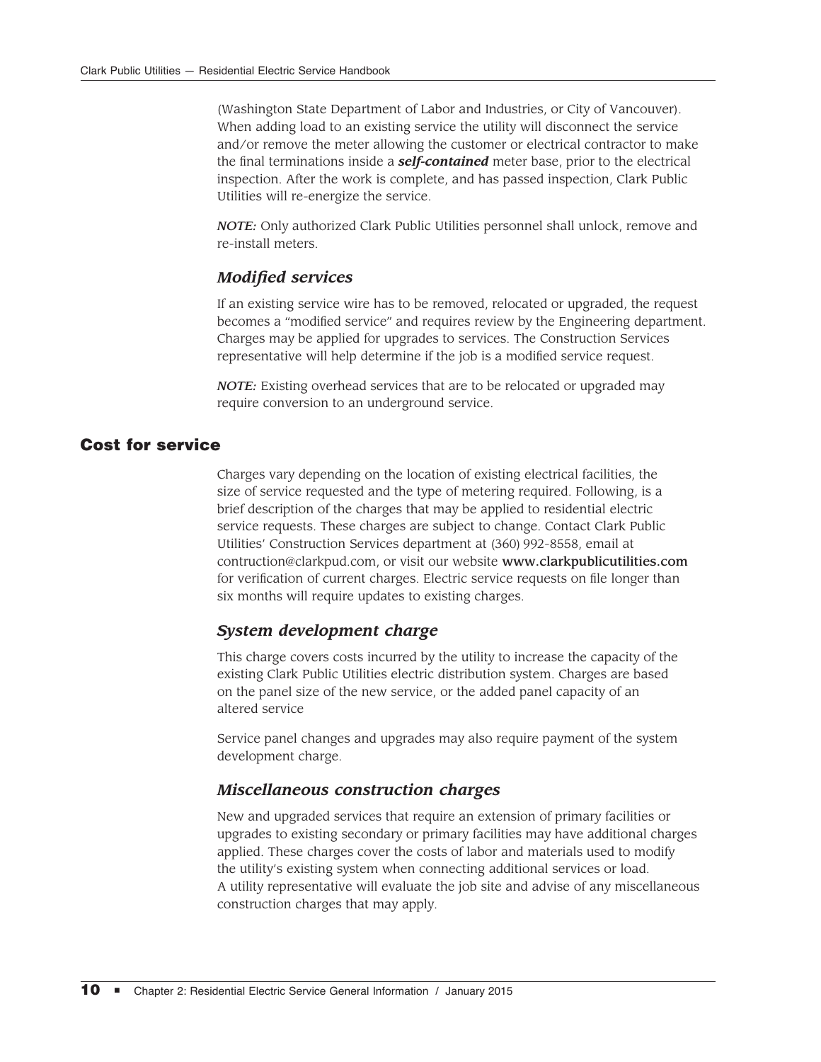(Washington State Department of Labor and Industries, or City of Vancouver). When adding load to an existing service the utility will disconnect the service and/or remove the meter allowing the customer or electrical contractor to make the final terminations inside a ***self-contained*** meter base, prior to the electrical inspection. After the work is complete, and has passed inspection, Clark Public Utilities will re-energize the service.

*NOTE:* Only authorized Clark Public Utilities personnel shall unlock, remove and re-install meters.

### *Modified services*

If an existing service wire has to be removed, relocated or upgraded, the request becomes a "modified service" and requires review by the Engineering department. Charges may be applied for upgrades to services. The Construction Services representative will help determine if the job is a modified service request.

*NOTE:* Existing overhead services that are to be relocated or upgraded may require conversion to an underground service.

## Cost for service

Charges vary depending on the location of existing electrical facilities, the size of service requested and the type of metering required. Following, is a brief description of the charges that may be applied to residential electric service requests. These charges are subject to change. Contact Clark Public Utilities' Construction Services department at (360) 992-8558, email at contruction@clarkpud.com, or visit our website **www.clarkpublicutilities.com** for verification of current charges. Electric service requests on file longer than six months will require updates to existing charges.

### *System development charge*

This charge covers costs incurred by the utility to increase the capacity of the existing Clark Public Utilities electric distribution system. Charges are based on the panel size of the new service, or the added panel capacity of an altered service

Service panel changes and upgrades may also require payment of the system development charge.

### *Miscellaneous construction charges*

New and upgraded services that require an extension of primary facilities or upgrades to existing secondary or primary facilities may have additional charges applied. These charges cover the costs of labor and materials used to modify the utility's existing system when connecting additional services or load. A utility representative will evaluate the job site and advise of any miscellaneous construction charges that may apply.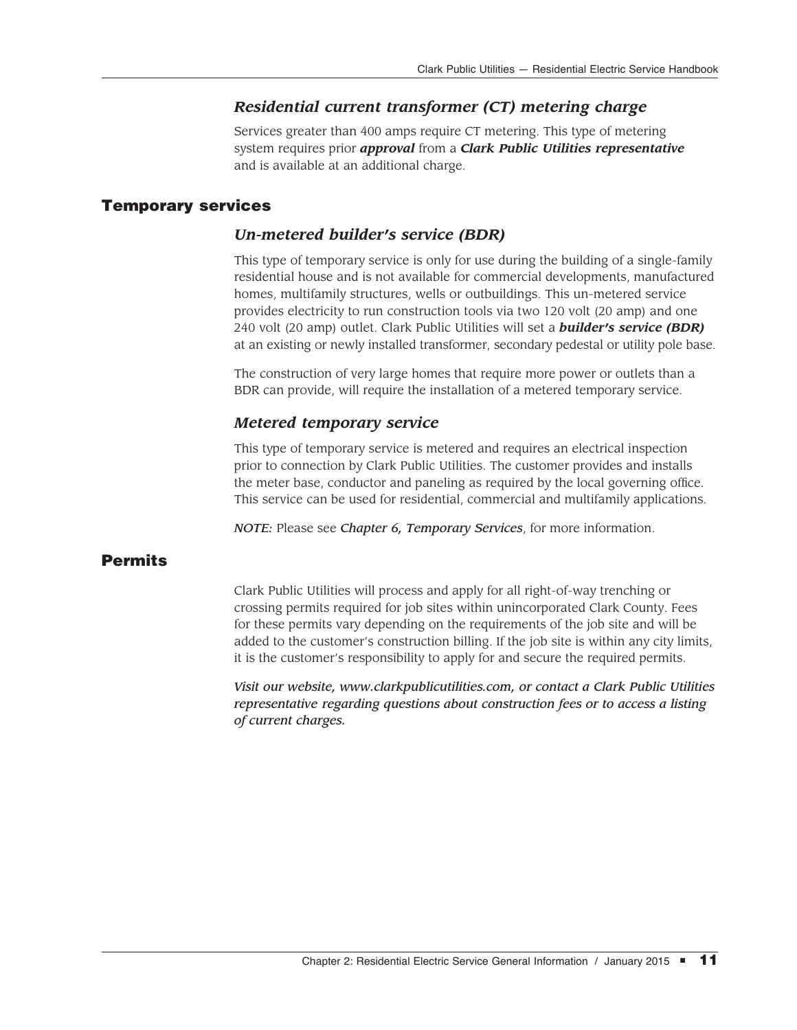### *Residential current transformer (CT) metering charge*

Services greater than 400 amps require CT metering. This type of metering system requires prior ***approval*** from a ***Clark Public Utilities representative*** and is available at an additional charge.

## Temporary services

### *Un-metered builder's service (BDR)*

This type of temporary service is only for use during the building of a single-family residential house and is not available for commercial developments, manufactured homes, multifamily structures, wells or outbuildings. This un-metered service provides electricity to run construction tools via two 120 volt (20 amp) and one 240 volt (20 amp) outlet. Clark Public Utilities will set a ***builder's service (BDR)*** at an existing or newly installed transformer, secondary pedestal or utility pole base.

The construction of very large homes that require more power or outlets than a BDR can provide, will require the installation of a metered temporary service.

### *Metered temporary service*

This type of temporary service is metered and requires an electrical inspection prior to connection by Clark Public Utilities. The customer provides and installs the meter base, conductor and paneling as required by the local governing office. This service can be used for residential, commercial and multifamily applications.

*NOTE:* Please see *Chapter 6, Temporary Services*, for more information.

## Permits

Clark Public Utilities will process and apply for all right-of-way trenching or crossing permits required for job sites within unincorporated Clark County. Fees for these permits vary depending on the requirements of the job site and will be added to the customer's construction billing. If the job site is within any city limits, it is the customer's responsibility to apply for and secure the required permits.

*Visit our website, www.clarkpublicutilities.com, or contact a Clark Public Utilities representative regarding questions about construction fees or to access a listing of current charges.*